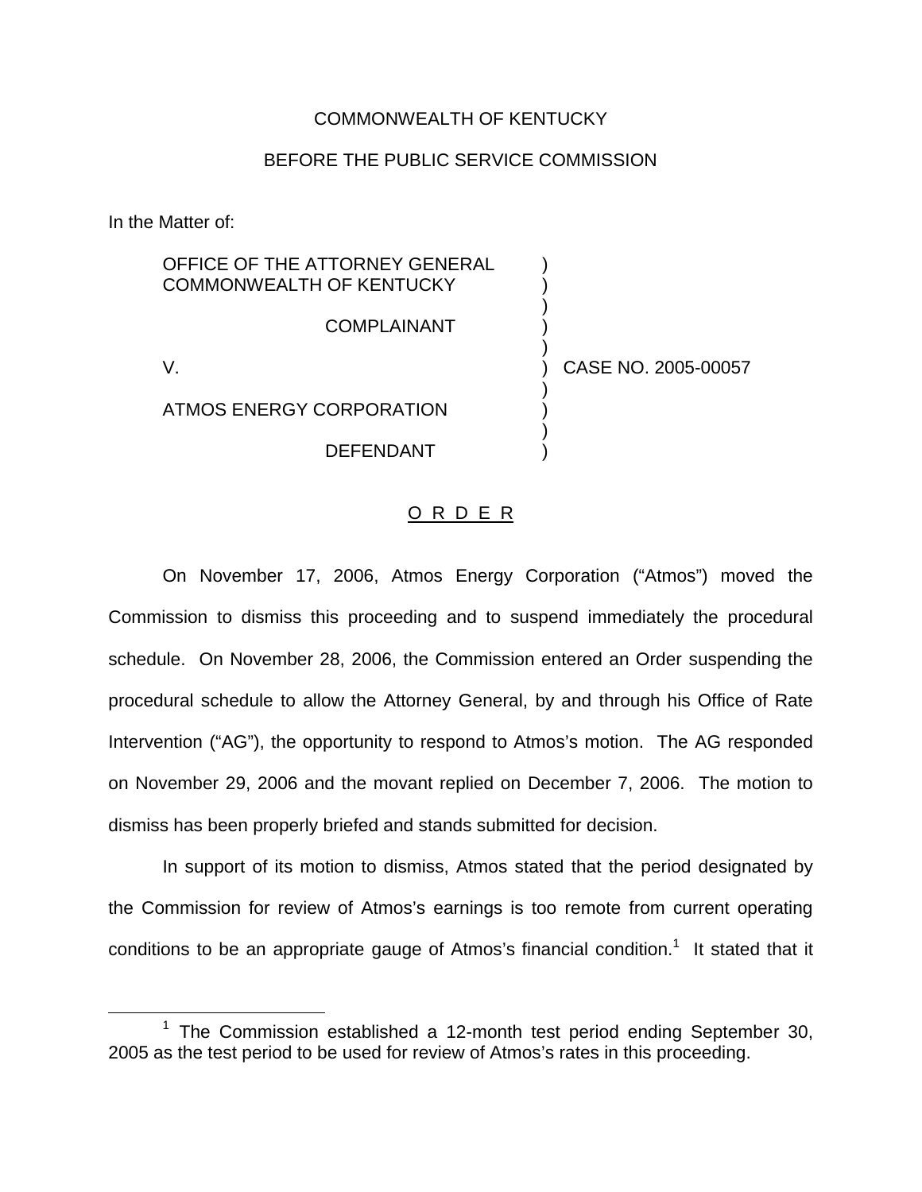COMMONWEALTH OF KENTUCKY

BEFORE THE PUBLIC SERVICE COMMISSION

In the Matter of:

| | | |
|---|---|---|
| OFFICE OF THE ATTORNEY GENERAL COMMONWEALTH OF KENTUCKY | ) | |
| COMPLAINANT | ) | |
| V. | ) | CASE NO. 2005-00057 |
| ATMOS ENERGY CORPORATION | ) | |
| DEFENDANT | ) | |

<u>O R D E R</u>

On November 17, 2006, Atmos Energy Corporation ("Atmos") moved the Commission to dismiss this proceeding and to suspend immediately the procedural schedule. On November 28, 2006, the Commission entered an Order suspending the procedural schedule to allow the Attorney General, by and through his Office of Rate Intervention ("AG"), the opportunity to respond to Atmos's motion. The AG responded on November 29, 2006 and the movant replied on December 7, 2006. The motion to dismiss has been properly briefed and stands submitted for decision.

In support of its motion to dismiss, Atmos stated that the period designated by the Commission for review of Atmos's earnings is too remote from current operating conditions to be an appropriate gauge of Atmos's financial condition.[1] It stated that it

[1] The Commission established a 12-month test period ending September 30, 2005 as the test period to be used for review of Atmos's rates in this proceeding.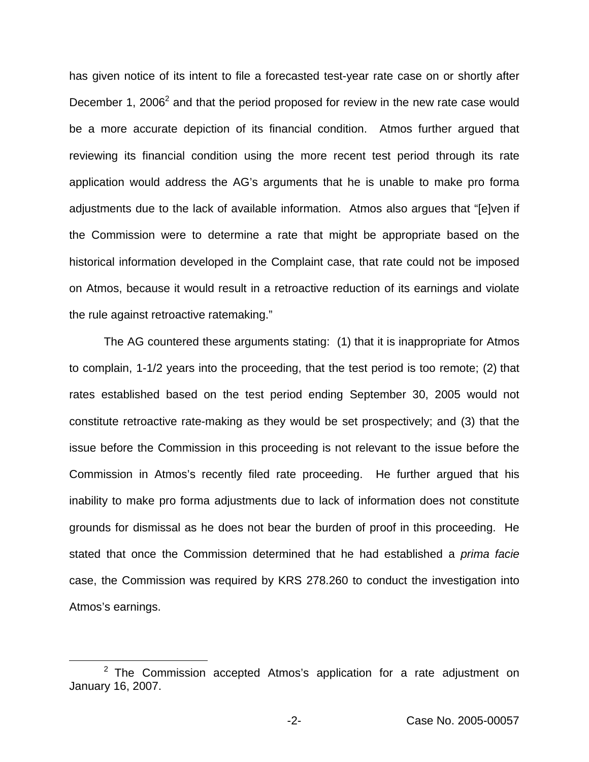has given notice of its intent to file a forecasted test-year rate case on or shortly after December 1, 2006[2] and that the period proposed for review in the new rate case would be a more accurate depiction of its financial condition. Atmos further argued that reviewing its financial condition using the more recent test period through its rate application would address the AG's arguments that he is unable to make pro forma adjustments due to the lack of available information. Atmos also argues that "[e]ven if the Commission were to determine a rate that might be appropriate based on the historical information developed in the Complaint case, that rate could not be imposed on Atmos, because it would result in a retroactive reduction of its earnings and violate the rule against retroactive ratemaking."

The AG countered these arguments stating: (1) that it is inappropriate for Atmos to complain, 1-1/2 years into the proceeding, that the test period is too remote; (2) that rates established based on the test period ending September 30, 2005 would not constitute retroactive rate-making as they would be set prospectively; and (3) that the issue before the Commission in this proceeding is not relevant to the issue before the Commission in Atmos's recently filed rate proceeding. He further argued that his inability to make pro forma adjustments due to lack of information does not constitute grounds for dismissal as he does not bear the burden of proof in this proceeding. He stated that once the Commission determined that he had established a *prima facie* case, the Commission was required by KRS 278.260 to conduct the investigation into Atmos's earnings.

[2] The Commission accepted Atmos's application for a rate adjustment on January 16, 2007.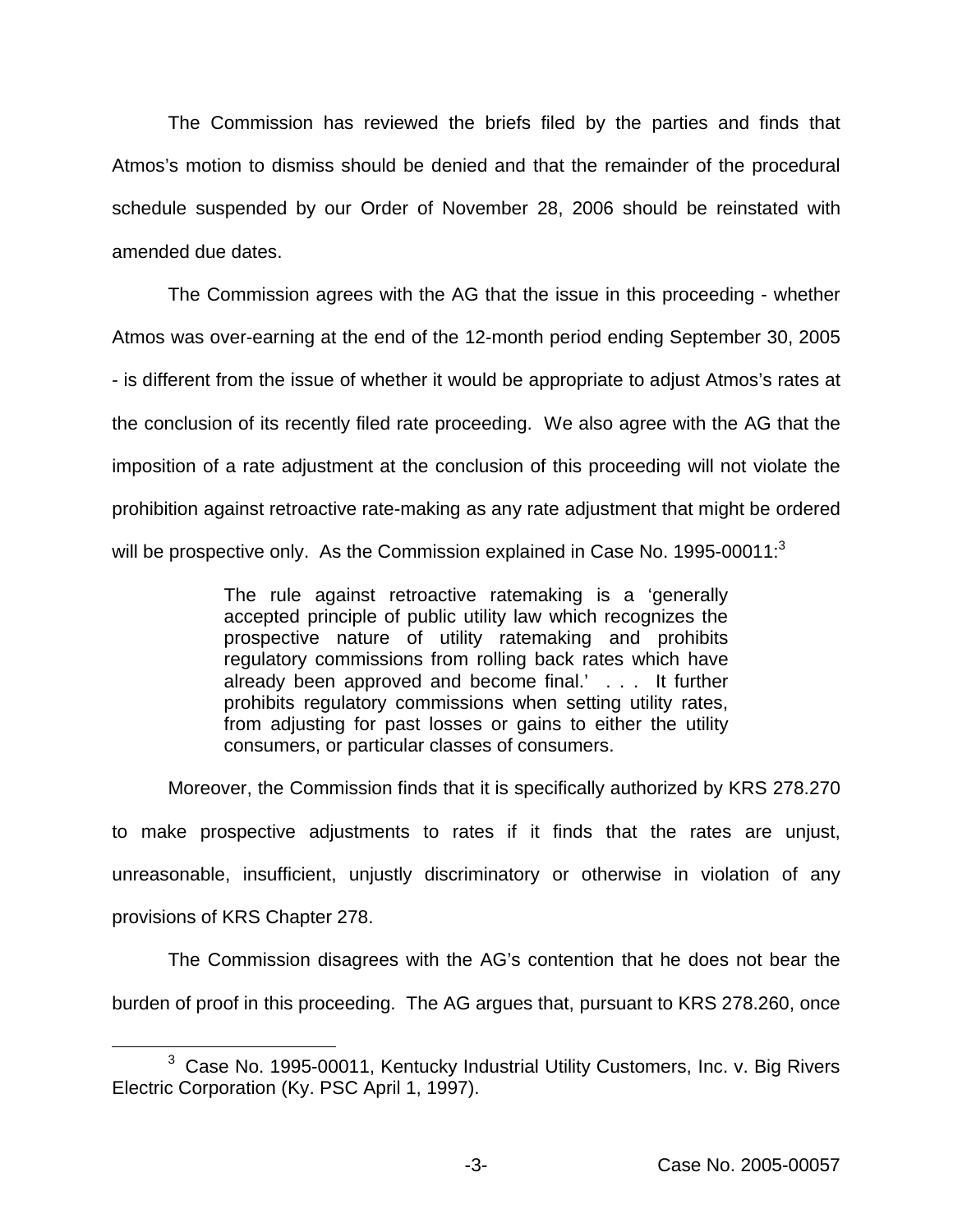The Commission has reviewed the briefs filed by the parties and finds that Atmos's motion to dismiss should be denied and that the remainder of the procedural schedule suspended by our Order of November 28, 2006 should be reinstated with amended due dates.

The Commission agrees with the AG that the issue in this proceeding - whether Atmos was over-earning at the end of the 12-month period ending September 30, 2005 - is different from the issue of whether it would be appropriate to adjust Atmos's rates at the conclusion of its recently filed rate proceeding. We also agree with the AG that the imposition of a rate adjustment at the conclusion of this proceeding will not violate the prohibition against retroactive rate-making as any rate adjustment that might be ordered will be prospective only. As the Commission explained in Case No. 1995-00011:[3]

> The rule against retroactive ratemaking is a 'generally accepted principle of public utility law which recognizes the prospective nature of utility ratemaking and prohibits regulatory commissions from rolling back rates which have already been approved and become final.' . . . It further prohibits regulatory commissions when setting utility rates, from adjusting for past losses or gains to either the utility consumers, or particular classes of consumers.

Moreover, the Commission finds that it is specifically authorized by KRS 278.270 to make prospective adjustments to rates if it finds that the rates are unjust, unreasonable, insufficient, unjustly discriminatory or otherwise in violation of any provisions of KRS Chapter 278.

The Commission disagrees with the AG's contention that he does not bear the burden of proof in this proceeding. The AG argues that, pursuant to KRS 278.260, once

[3] Case No. 1995-00011, Kentucky Industrial Utility Customers, Inc. v. Big Rivers Electric Corporation (Ky. PSC April 1, 1997).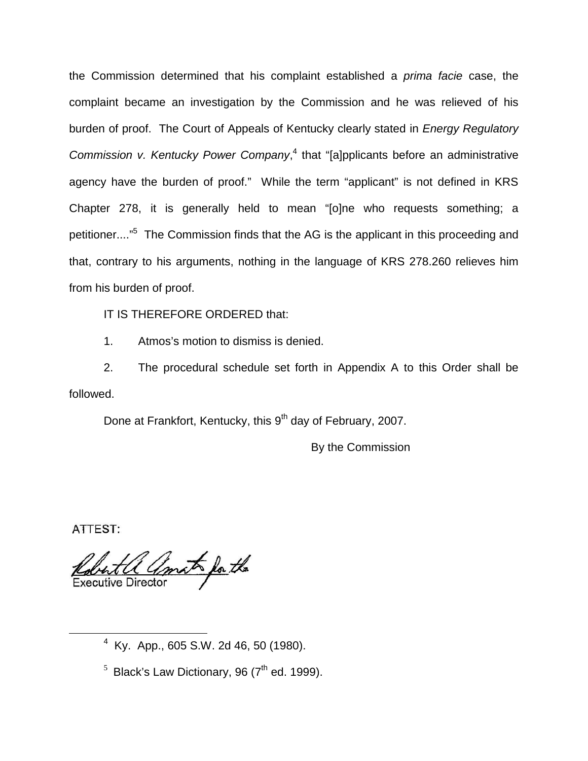the Commission determined that his complaint established a *prima facie* case, the complaint became an investigation by the Commission and he was relieved of his burden of proof. The Court of Appeals of Kentucky clearly stated in *Energy Regulatory Commission v. Kentucky Power Company*,[4] that "[a]pplicants before an administrative agency have the burden of proof." While the term "applicant" is not defined in KRS Chapter 278, it is generally held to mean "[o]ne who requests something; a petitioner...."[5] The Commission finds that the AG is the applicant in this proceeding and that, contrary to his arguments, nothing in the language of KRS 278.260 relieves him from his burden of proof.

IT IS THEREFORE ORDERED that:

1. Atmos's motion to dismiss is denied.

2. The procedural schedule set forth in Appendix A to this Order shall be followed.

Done at Frankfort, Kentucky, this 9th day of February, 2007.

By the Commission

ATTEST:

Robert A. Amato for the
Executive Director

---

[4] Ky. App., 605 S.W. 2d 46, 50 (1980).

[5] Black's Law Dictionary, 96 (7th ed. 1999).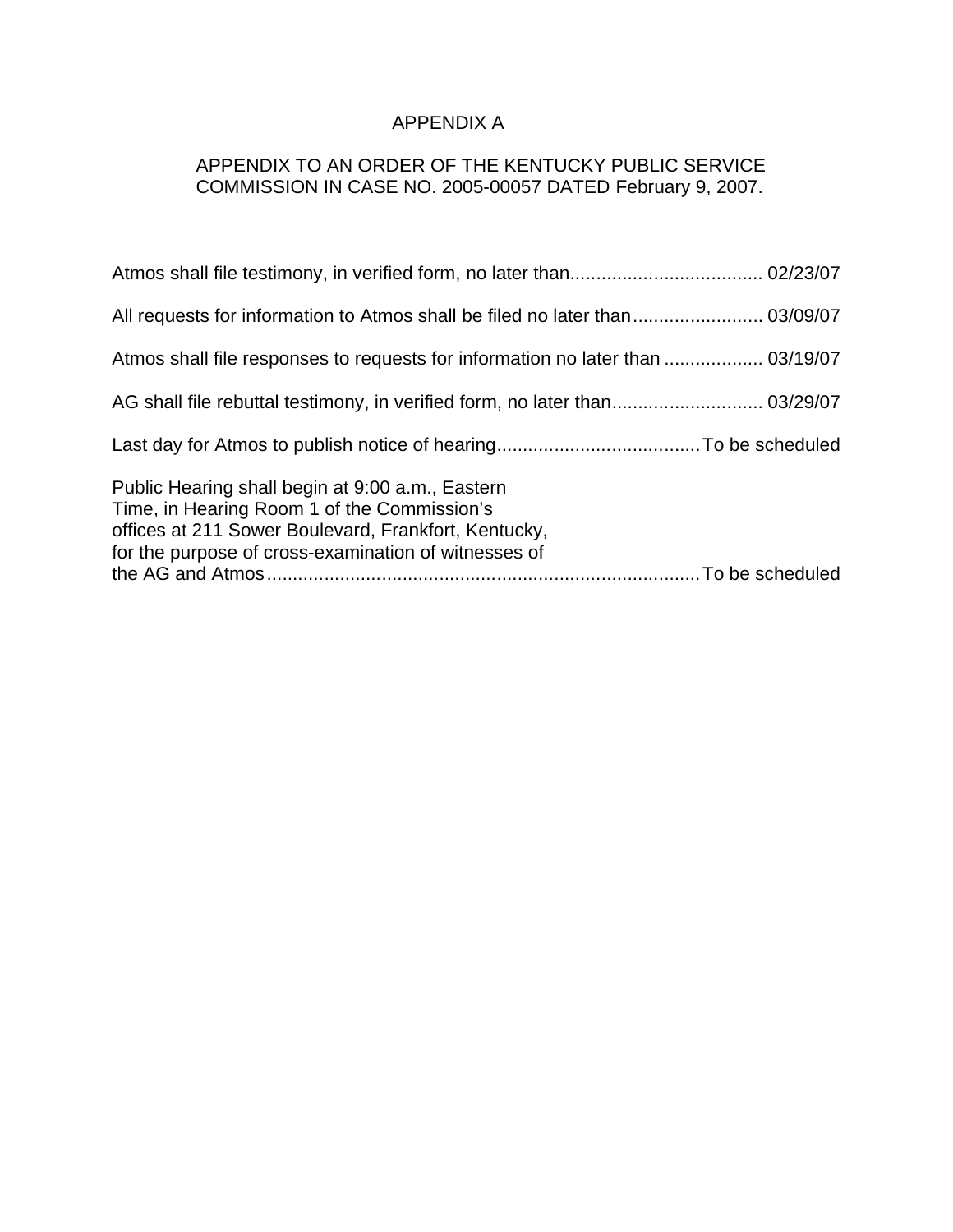APPENDIX A

APPENDIX TO AN ORDER OF THE KENTUCKY PUBLIC SERVICE COMMISSION IN CASE NO. 2005-00057 DATED February 9, 2007.

Atmos shall file testimony, in verified form, no later than.................................... 02/23/07

All requests for information to Atmos shall be filed no later than......................... 03/09/07

Atmos shall file responses to requests for information no later than ................... 03/19/07

AG shall file rebuttal testimony, in verified form, no later than............................. 03/29/07

Last day for Atmos to publish notice of hearing.......................................To be scheduled

Public Hearing shall begin at 9:00 a.m., Eastern Time, in Hearing Room 1 of the Commission's offices at 211 Sower Boulevard, Frankfort, Kentucky, for the purpose of cross-examination of witnesses of the AG and Atmos...................................................................................To be scheduled